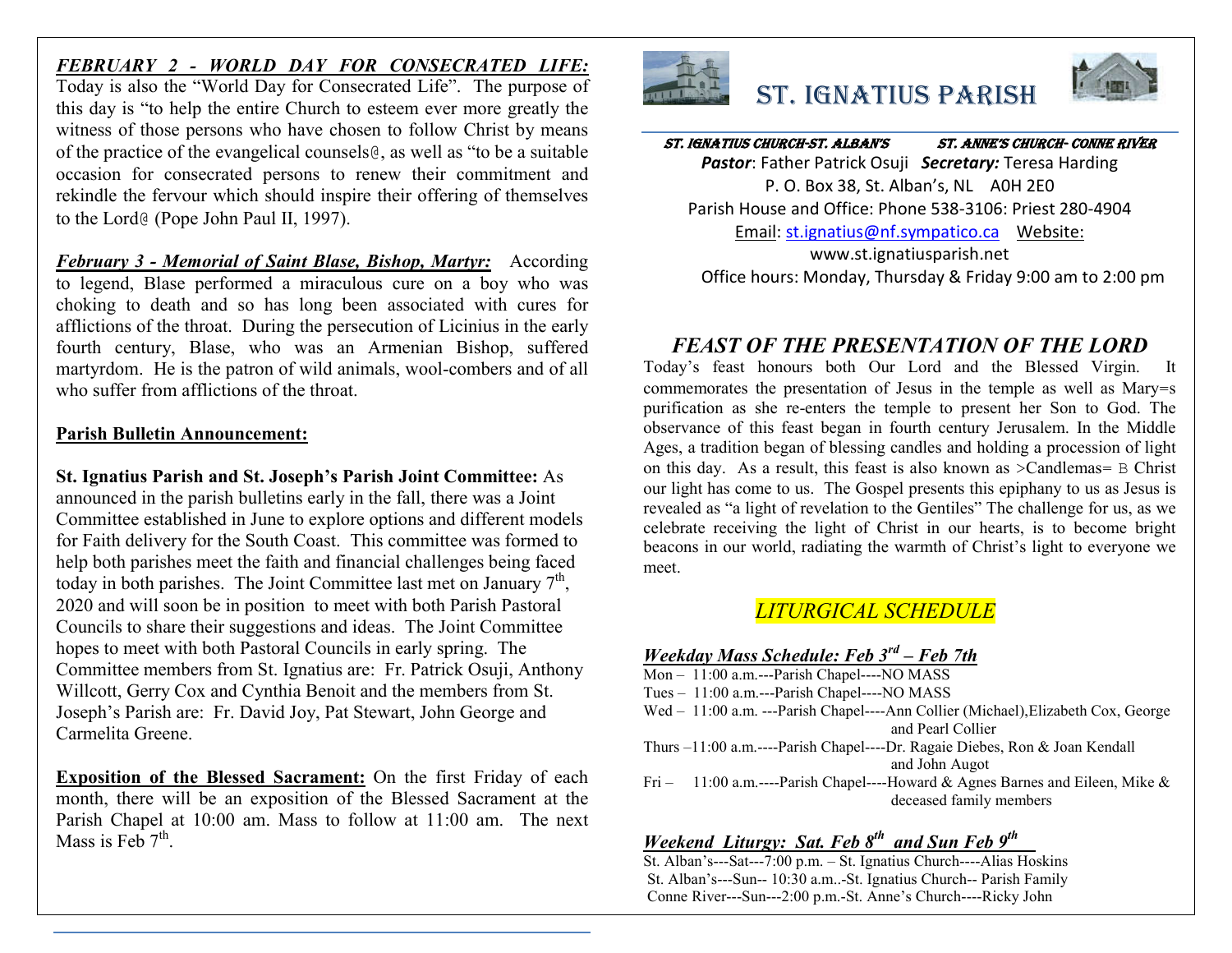*__FEBRUARY 2 - WORLD DAY FOR CONSECRATED LIFE:__* Today is also the "World Day for Consecrated Life". The purpose of this day is "to help the entire Church to esteem ever more greatly the witness of those persons who have chosen to follow Christ by means of the practice of the evangelical counsels@, as well as "to be a suitable occasion for consecrated persons to renew their commitment and rekindle the fervour which should inspire their offering of themselves to the Lord@ (Pope John Paul II, 1997).

*__February 3 - Memorial of Saint Blase, Bishop, Martyr:__* According to legend, Blase performed a miraculous cure on a boy who was choking to death and so has long been associated with cures for afflictions of the throat. During the persecution of Licinius in the early fourth century, Blase, who was an Armenian Bishop, suffered martyrdom. He is the patron of wild animals, wool-combers and of all who suffer from afflictions of the throat.

**Parish Bulletin Announcement:**

**St. Ignatius Parish and St. Joseph's Parish Joint Committee:** As announced in the parish bulletins early in the fall, there was a Joint Committee established in June to explore options and different models for Faith delivery for the South Coast. This committee was formed to help both parishes meet the faith and financial challenges being faced today in both parishes. The Joint Committee last met on January 7th, 2020 and will soon be in position to meet with both Parish Pastoral Councils to share their suggestions and ideas. The Joint Committee hopes to meet with both Pastoral Councils in early spring. The Committee members from St. Ignatius are: Fr. Patrick Osuji, Anthony Willcott, Gerry Cox and Cynthia Benoit and the members from St. Joseph's Parish are: Fr. David Joy, Pat Stewart, John George and Carmelita Greene.

**Exposition of the Blessed Sacrament:** On the first Friday of each month, there will be an exposition of the Blessed Sacrament at the Parish Chapel at 10:00 am. Mass to follow at 11:00 am. The next Mass is Feb 7th.

# ST. IGNATIUS PARISH

***ST. IGNATIUS CHURCH-ST. ALBAN'S*** ***ST. ANNE'S CHURCH- CONNE RIVER***

***Pastor***: Father Patrick Osuji ***Secretary:*** Teresa Harding

P. O. Box 38, St. Alban's, NL A0H 2E0

Parish House and Office: Phone 538-3106: Priest 280-4904

Email: st.ignatius@nf.sympatico.ca Website: www.st.ignatiusparish.net

Office hours: Monday, Thursday & Friday 9:00 am to 2:00 pm

## *FEAST OF THE PRESENTATION OF THE LORD*

Today's feast honours both Our Lord and the Blessed Virgin. It commemorates the presentation of Jesus in the temple as well as Mary=s purification as she re-enters the temple to present her Son to God. The observance of this feast began in fourth century Jerusalem. In the Middle Ages, a tradition began of blessing candles and holding a procession of light on this day. As a result, this feast is also known as >Candlemas= B Christ our light has come to us. The Gospel presents this epiphany to us as Jesus is revealed as "a light of revelation to the Gentiles" The challenge for us, as we celebrate receiving the light of Christ in our hearts, is to become bright beacons in our world, radiating the warmth of Christ's light to everyone we meet.

## *LITURGICAL SCHEDULE*

*__Weekday Mass Schedule: Feb 3rd – Feb 7th__*

Mon – 11:00 a.m.---Parish Chapel----NO MASS
Tues – 11:00 a.m.---Parish Chapel----NO MASS
Wed – 11:00 a.m. ---Parish Chapel----Ann Collier (Michael),Elizabeth Cox, George and Pearl Collier
Thurs –11:00 a.m.----Parish Chapel----Dr. Ragaie Diebes, Ron & Joan Kendall and John Augot
Fri – 11:00 a.m.----Parish Chapel----Howard & Agnes Barnes and Eileen, Mike & deceased family members

*__Weekend Liturgy: Sat. Feb 8th and Sun Feb 9th__*

St. Alban's---Sat---7:00 p.m. – St. Ignatius Church----Alias Hoskins
St. Alban's---Sun-- 10:30 a.m..-St. Ignatius Church-- Parish Family
Conne River---Sun---2:00 p.m.-St. Anne's Church----Ricky John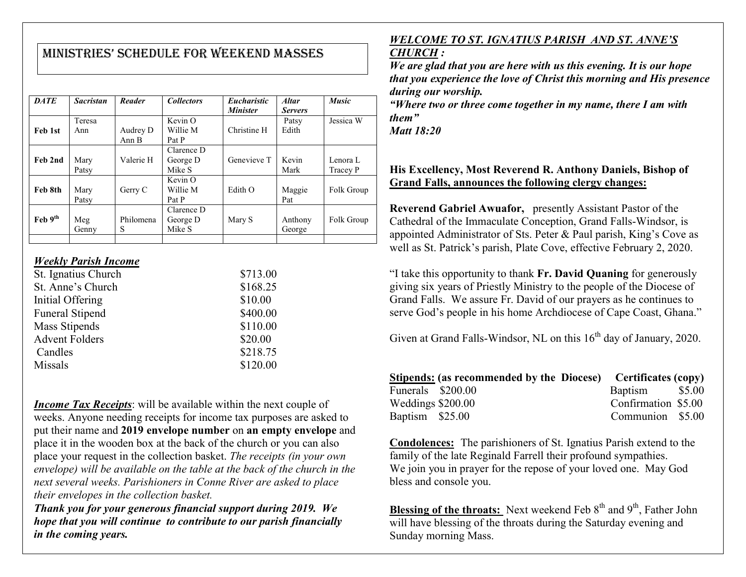# MINISTRIES' SCHEDULE FOR WEEKEND MASSES

| *DATE* | *Sacristan* | *Reader* | *Collectors* | *Eucharistic Minister* | *Altar Servers* | *Music* |
|---|---|---|---|---|---|---|
| **Feb 1st** | Teresa Ann | Audrey D Ann B | Kevin O Willie M Pat P | Christine H | Patsy Edith | Jessica W |
| **Feb 2nd** | Mary Patsy | Valerie H | Clarence D George D Mike S | Genevieve T | Kevin Mark | Lenora L Tracey P |
| **Feb 8th** | Mary Patsy | Gerry C | Kevin O Willie M Pat P | Edith O | Maggie Pat | Folk Group |
| **Feb 9th** | Meg Genny | Philomena S | Clarence D George D Mike S | Mary S | Anthony George | Folk Group |
| | | | | | | |

***Weekly Parish Income***

| | |
|---|---|
| St. Ignatius Church | $713.00 |
| St. Anne's Church | $168.25 |
| Initial Offering | $10.00 |
| Funeral Stipend | $400.00 |
| Mass Stipends | $110.00 |
| Advent Folders | $20.00 |
| Candles | $218.75 |
| Missals | $120.00 |

***Income Tax Receipts***: will be available within the next couple of weeks. Anyone needing receipts for income tax purposes are asked to put their name and **2019 envelope number** on **an empty envelope** and place it in the wooden box at the back of the church or you can also place your request in the collection basket. *The receipts (in your own envelope) will be available on the table at the back of the church in the next several weeks. Parishioners in Conne River are asked to place their envelopes in the collection basket.*

***Thank you for your generous financial support during 2019. We hope that you will continue to contribute to our parish financially in the coming years.***

***WELCOME TO ST. IGNATIUS PARISH AND ST. ANNE'S CHURCH :***

***We are glad that you are here with us this evening. It is our hope that you experience the love of Christ this morning and His presence during our worship.***

***"Where two or three come together in my name, there I am with them"***

***Matt 18:20***

**His Excellency, Most Reverend R. Anthony Daniels, Bishop of Grand Falls, announces the following clergy changes:**

**Reverend Gabriel Awuafor,** presently Assistant Pastor of the Cathedral of the Immaculate Conception, Grand Falls-Windsor, is appointed Administrator of Sts. Peter & Paul parish, King's Cove as well as St. Patrick's parish, Plate Cove, effective February 2, 2020.

"I take this opportunity to thank **Fr. David Quaning** for generously giving six years of Priestly Ministry to the people of the Diocese of Grand Falls. We assure Fr. David of our prayers as he continues to serve God's people in his home Archdiocese of Cape Coast, Ghana."

Given at Grand Falls-Windsor, NL on this 16th day of January, 2020.

| **Stipends: (as recommended by the Diocese)** | | **Certificates (copy)** | |
|---|---|---|---|
| Funerals | $200.00 | Baptism | $5.00 |
| Weddings | $200.00 | Confirmation | $5.00 |
| Baptism | $25.00 | Communion | $5.00 |

**Condolences:** The parishioners of St. Ignatius Parish extend to the family of the late Reginald Farrell their profound sympathies. We join you in prayer for the repose of your loved one. May God bless and console you.

**Blessing of the throats:** Next weekend Feb 8th and 9th, Father John will have blessing of the throats during the Saturday evening and Sunday morning Mass.